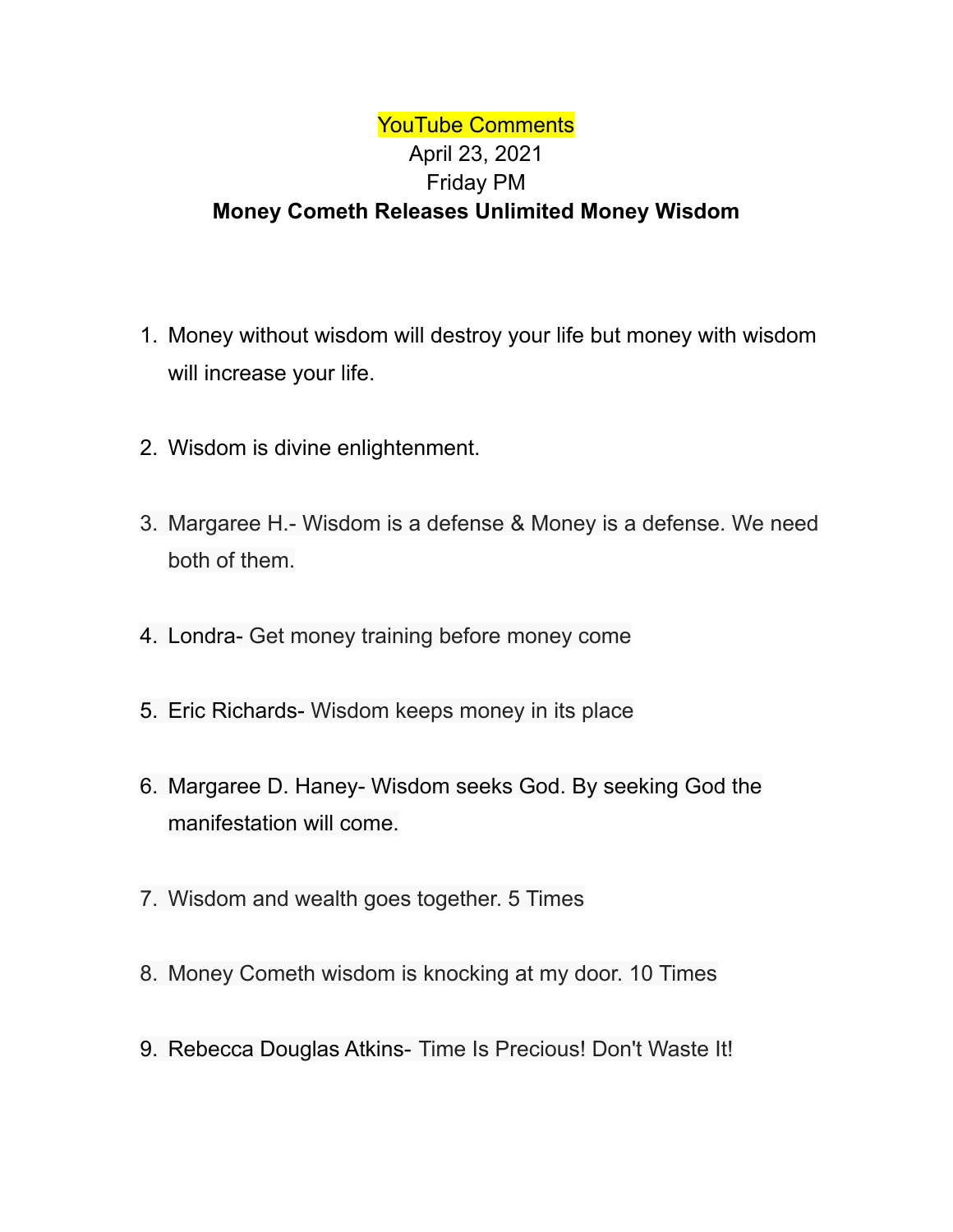YouTube Comments

April 23, 2021

Friday PM

**Money Cometh Releases Unlimited Money Wisdom**

1. Money without wisdom will destroy your life but money with wisdom will increase your life.
2. Wisdom is divine enlightenment.
3. Margaree H.- Wisdom is a defense & Money is a defense. We need both of them.
4. Londra- Get money training before money come
5. Eric Richards- Wisdom keeps money in its place
6. Margaree D. Haney- Wisdom seeks God. By seeking God the manifestation will come.
7. Wisdom and wealth goes together. 5 Times
8. Money Cometh wisdom is knocking at my door. 10 Times
9. Rebecca Douglas Atkins- Time Is Precious! Don't Waste It!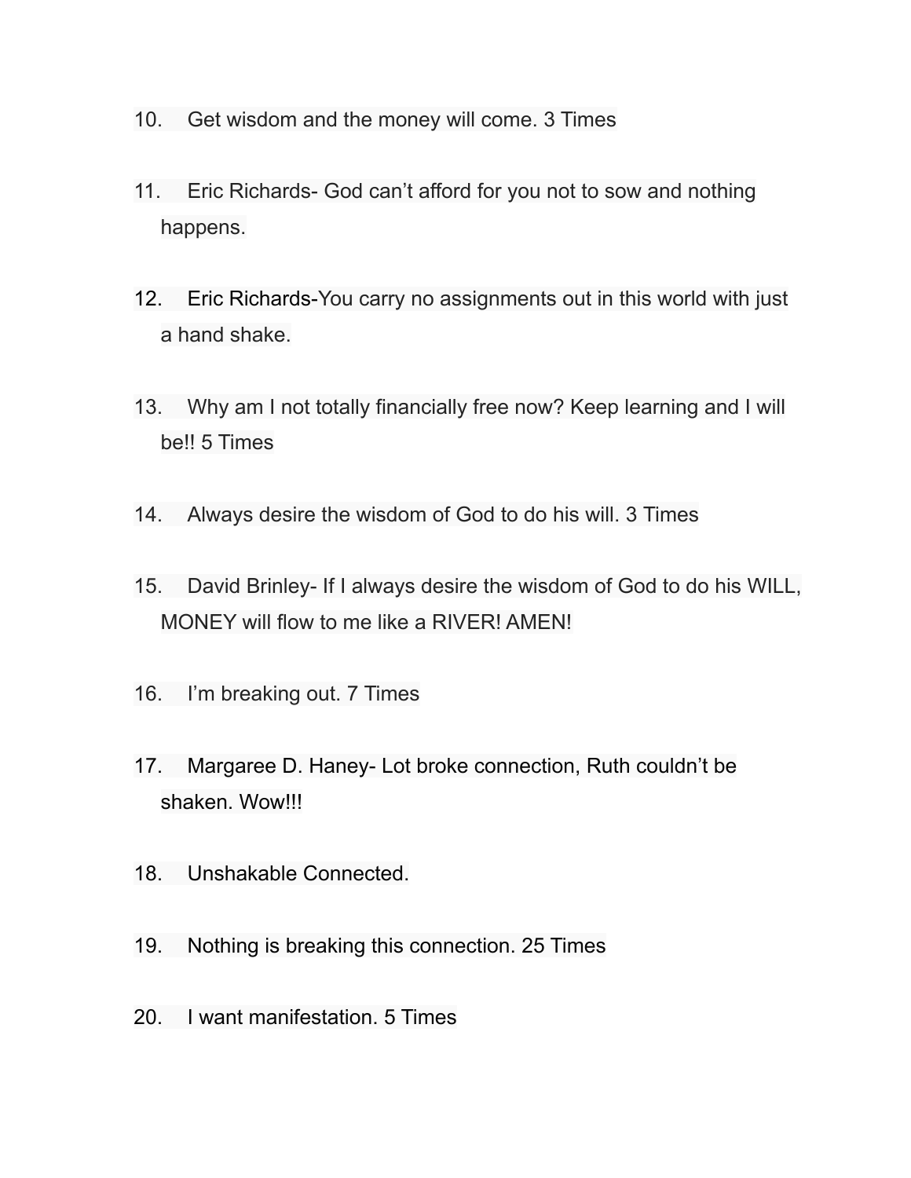10. Get wisdom and the money will come. 3 Times

11. Eric Richards- God can't afford for you not to sow and nothing happens.

12. Eric Richards-You carry no assignments out in this world with just a hand shake.

13. Why am I not totally financially free now? Keep learning and I will be!! 5 Times

14. Always desire the wisdom of God to do his will. 3 Times

15. David Brinley- If I always desire the wisdom of God to do his WILL, MONEY will flow to me like a RIVER! AMEN!

16. I'm breaking out. 7 Times

17. Margaree D. Haney- Lot broke connection, Ruth couldn't be shaken. Wow!!!

18. Unshakable Connected.

19. Nothing is breaking this connection. 25 Times

20. I want manifestation. 5 Times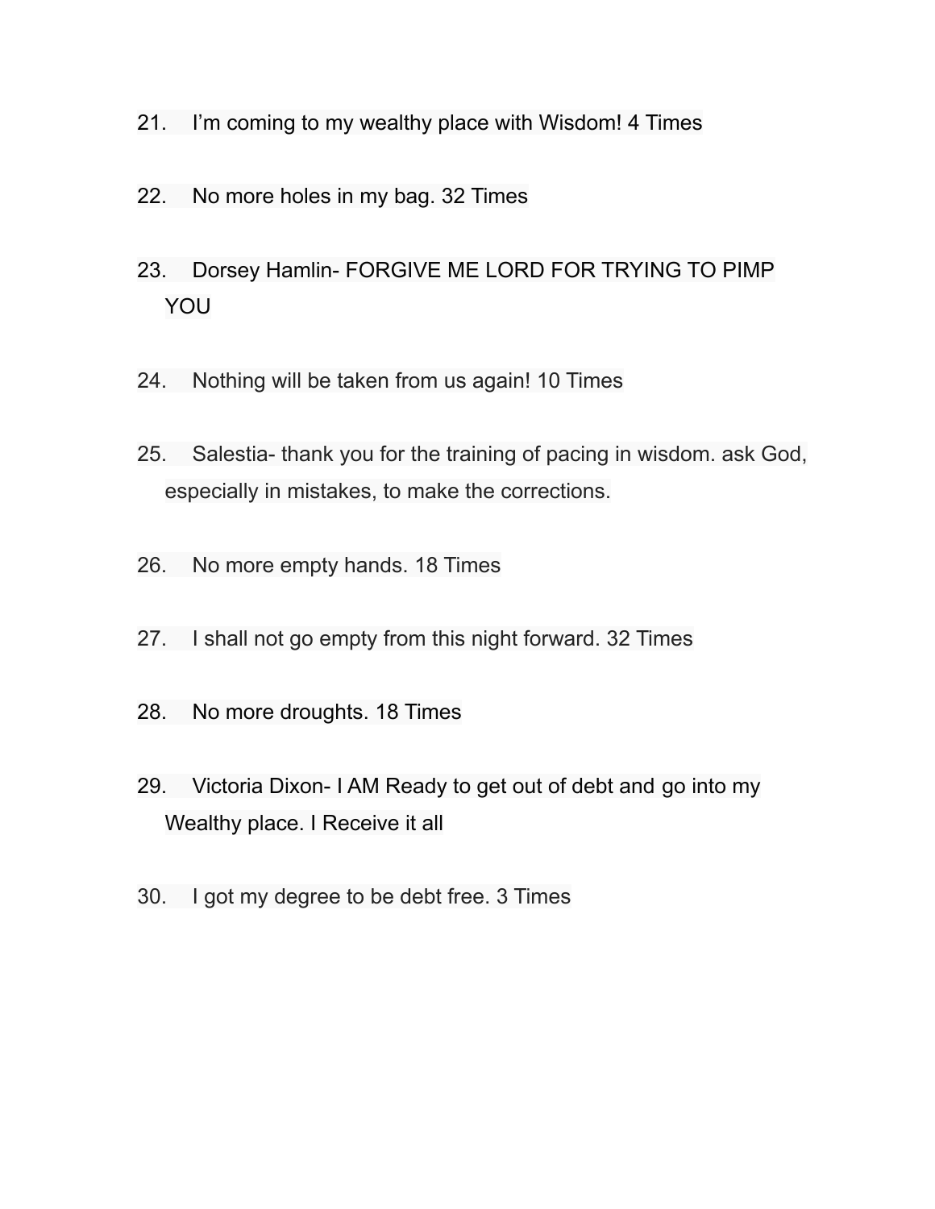21. I’m coming to my wealthy place with Wisdom! 4 Times

22. No more holes in my bag. 32 Times

23. Dorsey Hamlin- FORGIVE ME LORD FOR TRYING TO PIMP YOU

24. Nothing will be taken from us again! 10 Times

25. Salestia- thank you for the training of pacing in wisdom. ask God, especially in mistakes, to make the corrections.

26. No more empty hands. 18 Times

27. I shall not go empty from this night forward. 32 Times

28. No more droughts. 18 Times

29. Victoria Dixon- I AM Ready to get out of debt and go into my Wealthy place. I Receive it all

30. I got my degree to be debt free. 3 Times